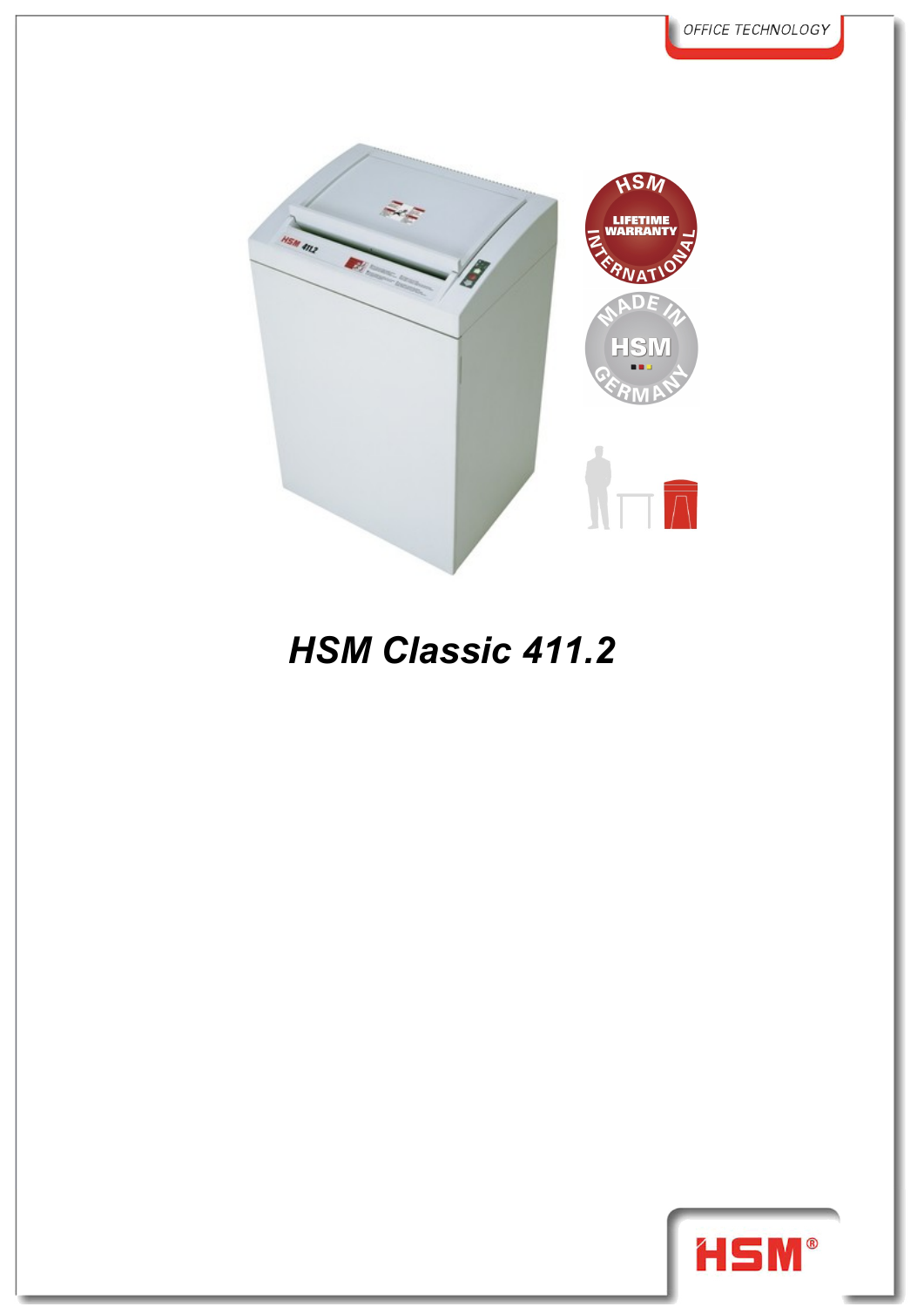OFFICE TECHNOLOGY

# *HSM Classic 411.2*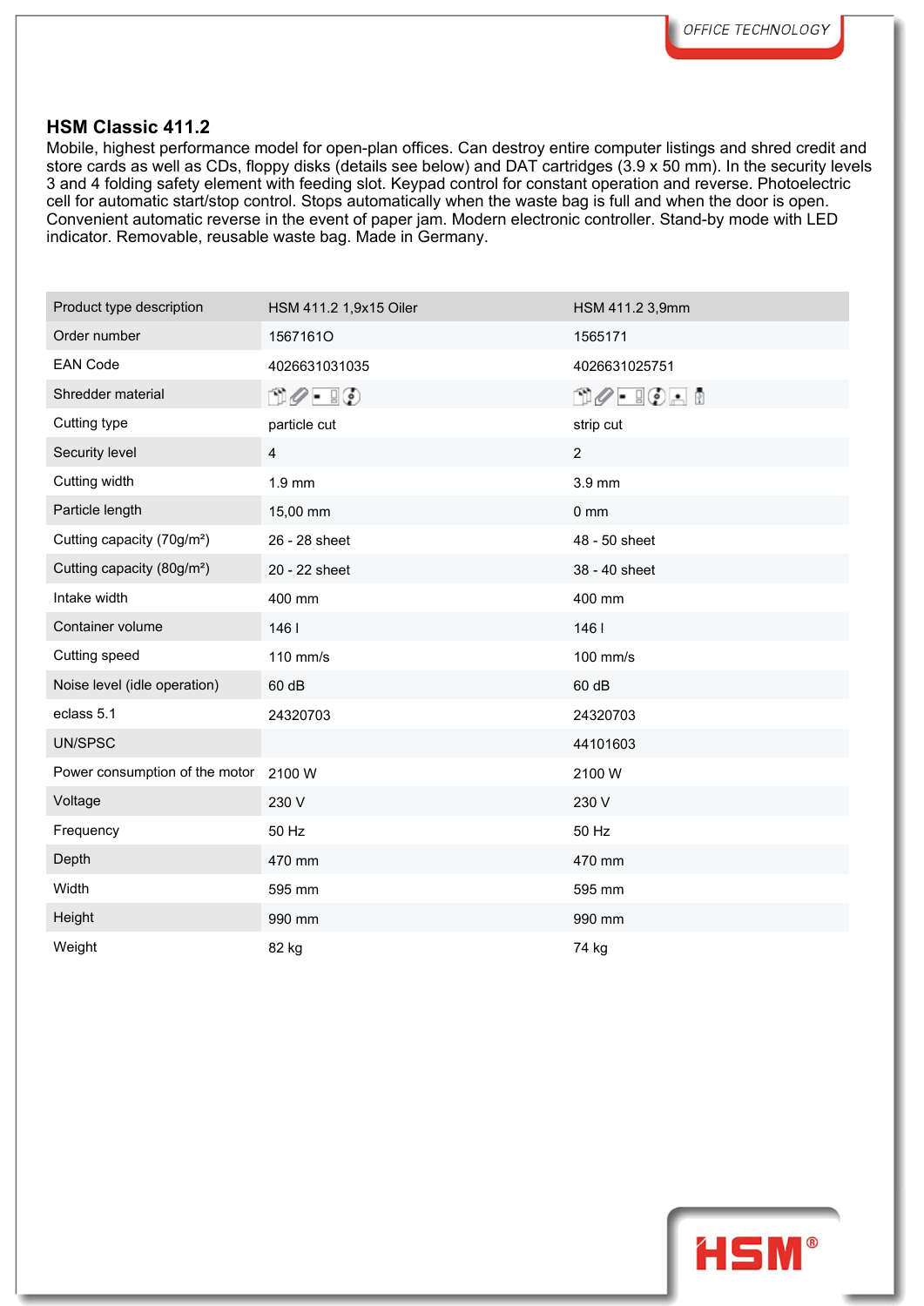## HSM Classic 411.2

Mobile, highest performance model for open-plan offices. Can destroy entire computer listings and shred credit and store cards as well as CDs, floppy disks (details see below) and DAT cartridges (3.9 x 50 mm). In the security levels 3 and 4 folding safety element with feeding slot. Keypad control for constant operation and reverse. Photoelectric cell for automatic start/stop control. Stops automatically when the waste bag is full and when the door is open. Convenient automatic reverse in the event of paper jam. Modern electronic controller. Stand-by mode with LED indicator. Removable, reusable waste bag. Made in Germany.

| Product type description | HSM 411.2 1,9x15 Oiler | HSM 411.2 3,9mm |
|---|---|---|
| Order number | 1567161O | 1565171 |
| EAN Code | 4026631031035 | 4026631025751 |
| Shredder material | | |
| Cutting type | particle cut | strip cut |
| Security level | 4 | 2 |
| Cutting width | 1.9 mm | 3.9 mm |
| Particle length | 15,00 mm | 0 mm |
| Cutting capacity (70g/m²) | 26 - 28 sheet | 48 - 50 sheet |
| Cutting capacity (80g/m²) | 20 - 22 sheet | 38 - 40 sheet |
| Intake width | 400 mm | 400 mm |
| Container volume | 146 l | 146 l |
| Cutting speed | 110 mm/s | 100 mm/s |
| Noise level (idle operation) | 60 dB | 60 dB |
| eclass 5.1 | 24320703 | 24320703 |
| UN/SPSC | | 44101603 |
| Power consumption of the motor | 2100 W | 2100 W |
| Voltage | 230 V | 230 V |
| Frequency | 50 Hz | 50 Hz |
| Depth | 470 mm | 470 mm |
| Width | 595 mm | 595 mm |
| Height | 990 mm | 990 mm |
| Weight | 82 kg | 74 kg |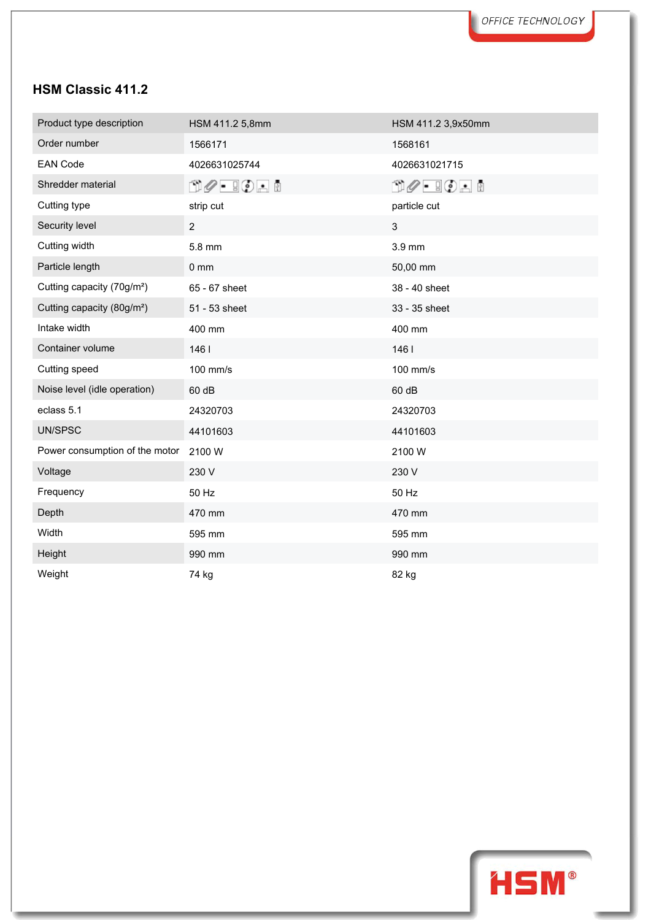## HSM Classic 411.2

| Product type description | HSM 411.2 5,8mm | HSM 411.2 3,9x50mm |
|---|---|---|
| Order number | 1566171 | 1568161 |
| EAN Code | 4026631025744 | 4026631021715 |
| Shredder material | | |
| Cutting type | strip cut | particle cut |
| Security level | 2 | 3 |
| Cutting width | 5.8 mm | 3.9 mm |
| Particle length | 0 mm | 50,00 mm |
| Cutting capacity (70g/m²) | 65 - 67 sheet | 38 - 40 sheet |
| Cutting capacity (80g/m²) | 51 - 53 sheet | 33 - 35 sheet |
| Intake width | 400 mm | 400 mm |
| Container volume | 146 l | 146 l |
| Cutting speed | 100 mm/s | 100 mm/s |
| Noise level (idle operation) | 60 dB | 60 dB |
| eclass 5.1 | 24320703 | 24320703 |
| UN/SPSC | 44101603 | 44101603 |
| Power consumption of the motor | 2100 W | 2100 W |
| Voltage | 230 V | 230 V |
| Frequency | 50 Hz | 50 Hz |
| Depth | 470 mm | 470 mm |
| Width | 595 mm | 595 mm |
| Height | 990 mm | 990 mm |
| Weight | 74 kg | 82 kg |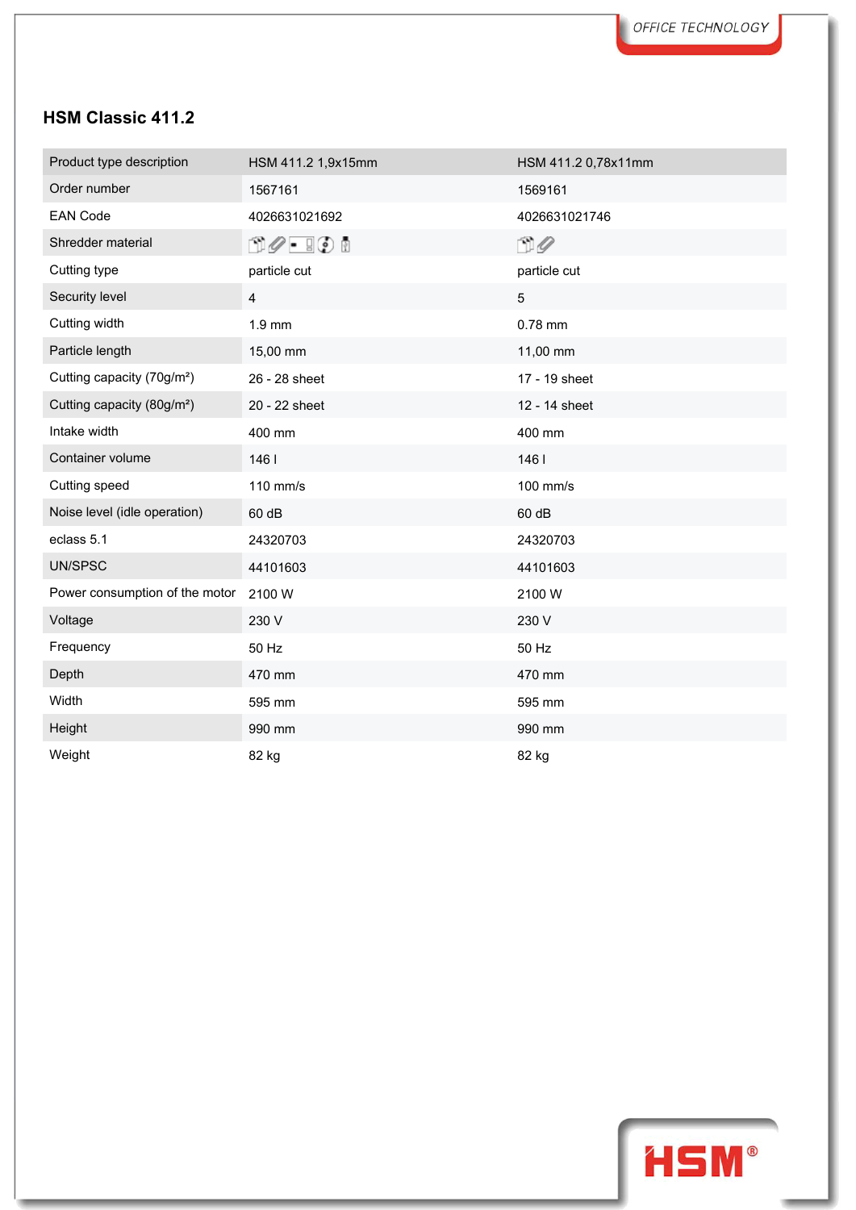## HSM Classic 411.2

| Product type description | HSM 411.2 1,9x15mm | HSM 411.2 0,78x11mm |
|---|---|---|
| Order number | 1567161 | 1569161 |
| EAN Code | 4026631021692 | 4026631021746 |
| Shredder material | | |
| Cutting type | particle cut | particle cut |
| Security level | 4 | 5 |
| Cutting width | 1.9 mm | 0.78 mm |
| Particle length | 15,00 mm | 11,00 mm |
| Cutting capacity (70g/m²) | 26 - 28 sheet | 17 - 19 sheet |
| Cutting capacity (80g/m²) | 20 - 22 sheet | 12 - 14 sheet |
| Intake width | 400 mm | 400 mm |
| Container volume | 146 l | 146 l |
| Cutting speed | 110 mm/s | 100 mm/s |
| Noise level (idle operation) | 60 dB | 60 dB |
| eclass 5.1 | 24320703 | 24320703 |
| UN/SPSC | 44101603 | 44101603 |
| Power consumption of the motor | 2100 W | 2100 W |
| Voltage | 230 V | 230 V |
| Frequency | 50 Hz | 50 Hz |
| Depth | 470 mm | 470 mm |
| Width | 595 mm | 595 mm |
| Height | 990 mm | 990 mm |
| Weight | 82 kg | 82 kg |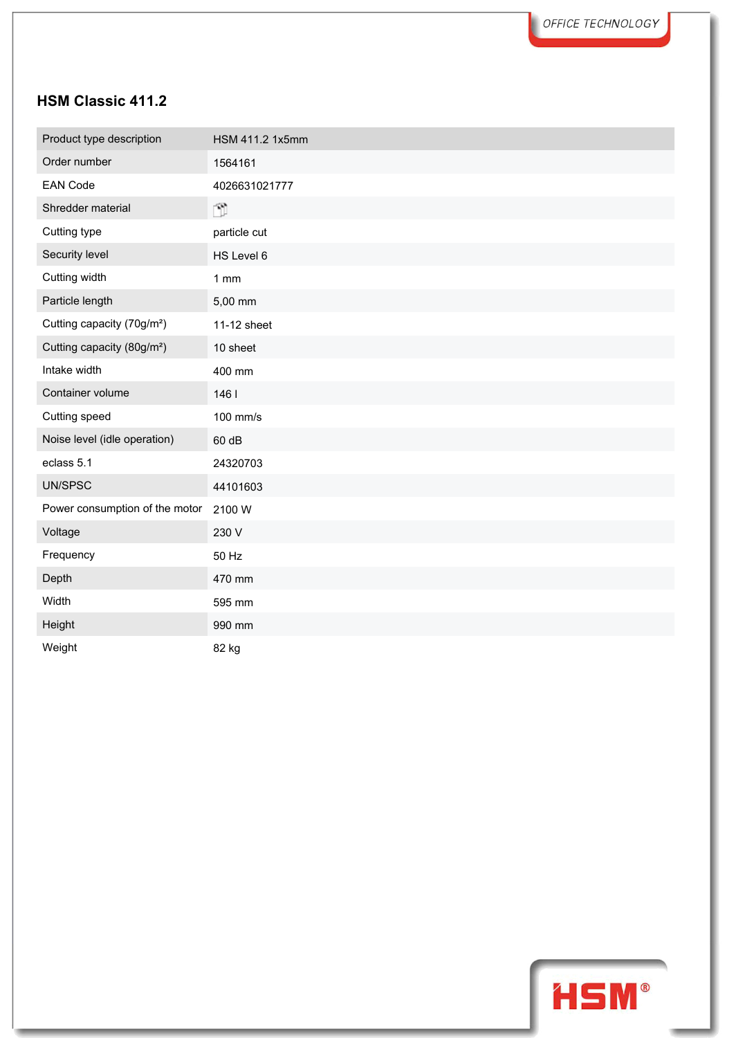## HSM Classic 411.2

| | |
|---|---|
| Product type description | HSM 411.2 1x5mm |
| Order number | 1564161 |
| EAN Code | 4026631021777 |
| Shredder material | |
| Cutting type | particle cut |
| Security level | HS Level 6 |
| Cutting width | 1 mm |
| Particle length | 5,00 mm |
| Cutting capacity (70g/m²) | 11-12 sheet |
| Cutting capacity (80g/m²) | 10 sheet |
| Intake width | 400 mm |
| Container volume | 146 l |
| Cutting speed | 100 mm/s |
| Noise level (idle operation) | 60 dB |
| eclass 5.1 | 24320703 |
| UN/SPSC | 44101603 |
| Power consumption of the motor | 2100 W |
| Voltage | 230 V |
| Frequency | 50 Hz |
| Depth | 470 mm |
| Width | 595 mm |
| Height | 990 mm |
| Weight | 82 kg |